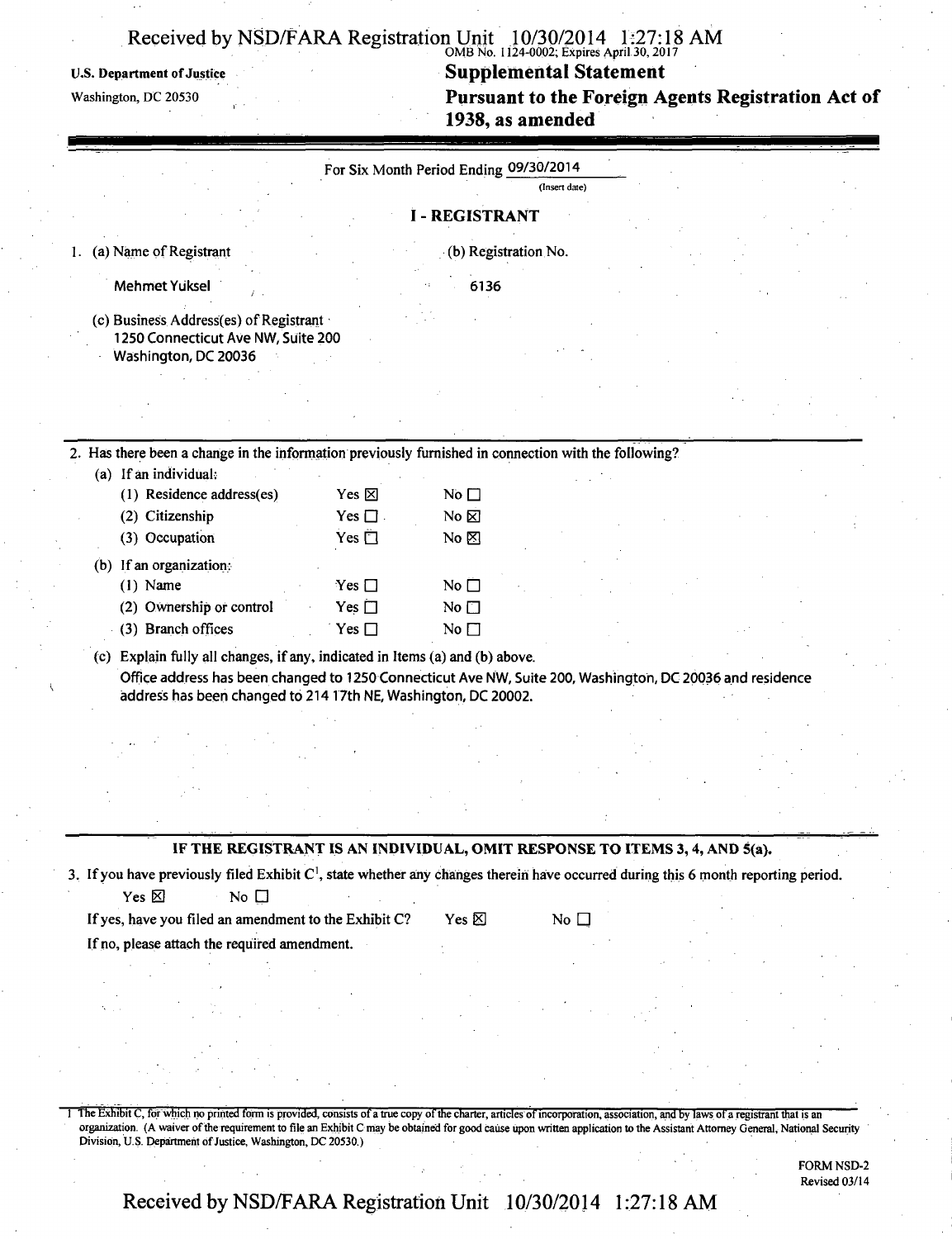U.S. Department of Justice
Washington, DC 20530

OMB No. 1124-0002; Expires April 30, 2017

# Supplemental Statement
## Pursuant to the Foreign Agents Registration Act of 1938, as amended

For Six Month Period Ending 09/30/2014
(Insert date)

## I - REGISTRANT

1. (a) Name of Registrant

   Mehmet Yuksel

   (b) Registration No.

   6136

   (c) Business Address(es) of Registrant
   1250 Connecticut Ave NW, Suite 200
   Washington, DC 20036

2. Has there been a change in the information previously furnished in connection with the following?

   (a) If an individual:

| | | |
|---|---|---|
| (1) Residence address(es) | Yes ☒ | No ☐ |
| (2) Citizenship | Yes ☐ | No ☒ |
| (3) Occupation | Yes ☐ | No ☒ |

   (b) If an organization:

| | | |
|---|---|---|
| (1) Name | Yes ☐ | No ☐ |
| (2) Ownership or control | Yes ☐ | No ☐ |
| (3) Branch offices | Yes ☐ | No ☐ |

   (c) Explain fully all changes, if any, indicated in Items (a) and (b) above.

   Office address has been changed to 1250 Connecticut Ave NW, Suite 200, Washington, DC 20036 and residence address has been changed to 214 17th NE, Washington, DC 20002.

**IF THE REGISTRANT IS AN INDIVIDUAL, OMIT RESPONSE TO ITEMS 3, 4, AND 5(a).**

3. If you have previously filed Exhibit C[1], state whether any changes therein have occurred during this 6 month reporting period.

   Yes ☒ No ☐

   If yes, have you filed an amendment to the Exhibit C? Yes ☒ No ☐

   If no, please attach the required amendment.

---

1 The Exhibit C, for which no printed form is provided, consists of a true copy of the charter, articles of incorporation, association, and by laws of a registrant that is an organization. (A waiver of the requirement to file an Exhibit C may be obtained for good cause upon written application to the Assistant Attorney General, National Security Division, U.S. Department of Justice, Washington, DC 20530.)

FORM NSD-2
Revised 03/14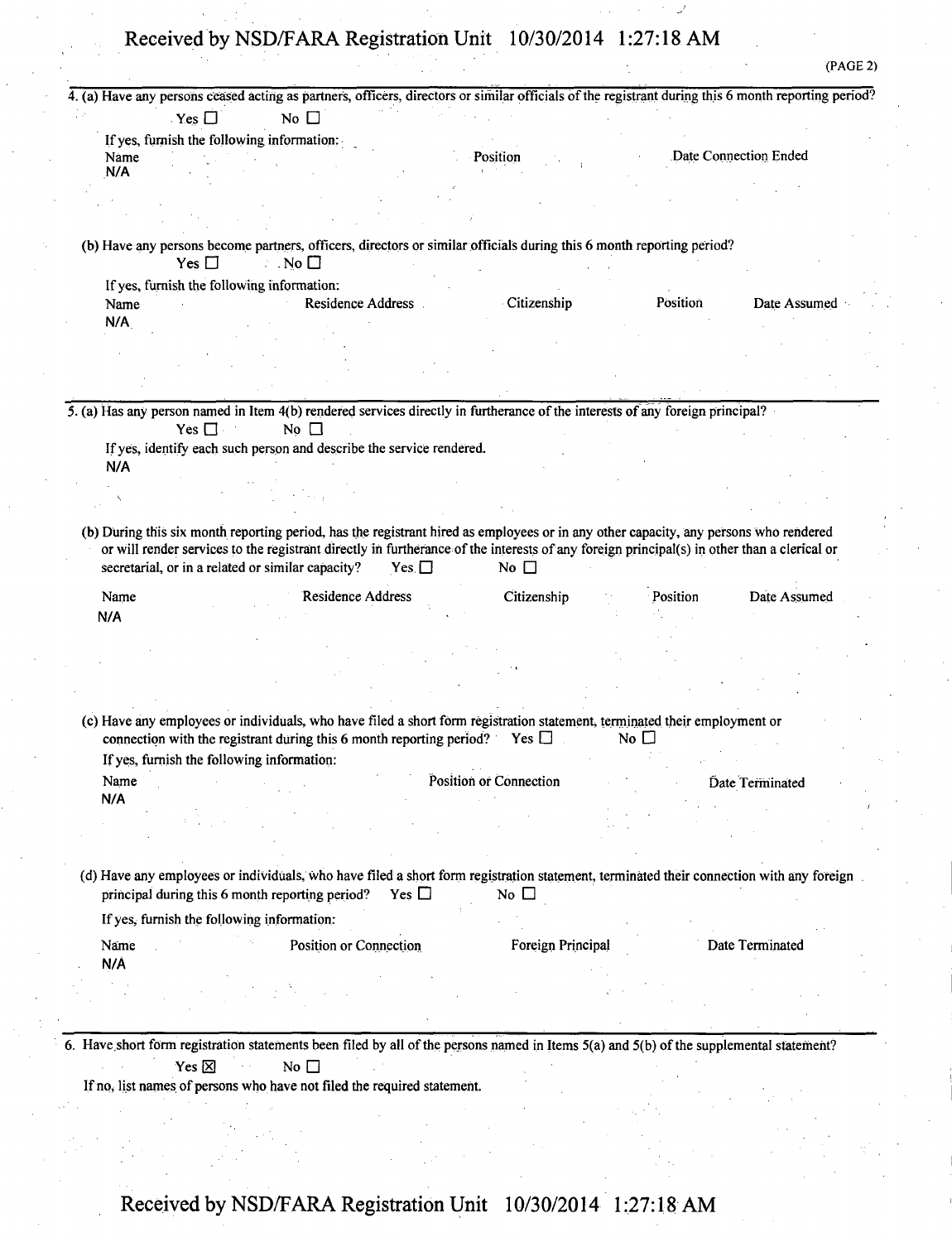(PAGE 2)

4. (a) Have any persons ceased acting as partners, officers, directors or similar officials of the registrant during this 6 month reporting period?

Yes ☐ No ☐

If yes, furnish the following information:

| Name | Position | Date Connection Ended |
|---|---|---|
| N/A | | |

(b) Have any persons become partners, officers, directors or similar officials during this 6 month reporting period?

Yes ☐ No ☐

If yes, furnish the following information:

| Name | Residence Address | Citizenship | Position | Date Assumed |
|---|---|---|---|---|
| N/A | | | | |

5. (a) Has any person named in Item 4(b) rendered services directly in furtherance of the interests of any foreign principal?

Yes ☐ No ☐

If yes, identify each such person and describe the service rendered.

N/A

(b) During this six month reporting period, has the registrant hired as employees or in any other capacity, any persons who rendered or will render services to the registrant directly in furtherance of the interests of any foreign principal(s) in other than a clerical or secretarial, or in a related or similar capacity? Yes ☐ No ☐

| Name | Residence Address | Citizenship | Position | Date Assumed |
|---|---|---|---|---|
| N/A | | | | |

(c) Have any employees or individuals, who have filed a short form registration statement, terminated their employment or connection with the registrant during this 6 month reporting period? Yes ☐ No ☐

If yes, furnish the following information:

| Name | Position or Connection | Date Terminated |
|---|---|---|
| N/A | | |

(d) Have any employees or individuals, who have filed a short form registration statement, terminated their connection with any foreign principal during this 6 month reporting period? Yes ☐ No ☐

If yes, furnish the following information:

| Name | Position or Connection | Foreign Principal | Date Terminated |
|---|---|---|---|
| N/A | | | |

6. Have short form registration statements been filed by all of the persons named in Items 5(a) and 5(b) of the supplemental statement?

Yes ☒ No ☐

If no, list names of persons who have not filed the required statement.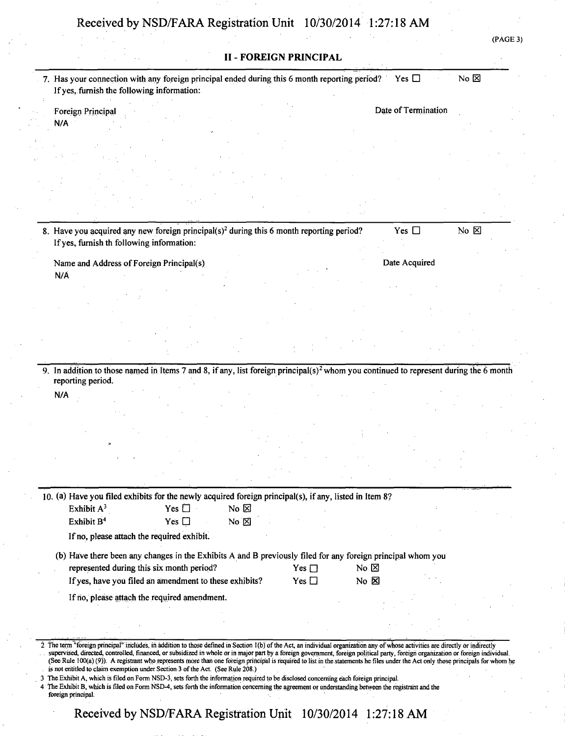## II - FOREIGN PRINCIPAL

7. Has your connection with any foreign principal ended during this 6 month reporting period? Yes ☐ No ☒
   If yes, furnish the following information:

   | Foreign Principal | Date of Termination |
   |---|---|
   | N/A | |

8. Have you acquired any new foreign principal(s)[2] during this 6 month reporting period? Yes ☐ No ☒
   If yes, furnish th following information:

   | Name and Address of Foreign Principal(s) | Date Acquired |
   |---|---|
   | N/A | |

9. In addition to those named in Items 7 and 8, if any, list foreign principal(s)[2] whom you continued to represent during the 6 month reporting period.

   N/A

10. (a) Have you filed exhibits for the newly acquired foreign principal(s), if any, listed in Item 8?

    Exhibit A[3] Yes ☐ No ☒

    Exhibit B[4] Yes ☐ No ☒

    If no, please attach the required exhibit.

    (b) Have there been any changes in the Exhibits A and B previously filed for any foreign principal whom you represented during this six month period? Yes ☐ No ☒

    If yes, have you filed an amendment to these exhibits? Yes ☐ No ☒

    If no, please attach the required amendment.

---

2 The term "foreign principal" includes, in addition to those defined in Section 1(b) of the Act, an individual organization any of whose activities are directly or indirectly supervised, directed, controlled, financed, or subsidized in whole or in major part by a foreign government, foreign political party, foreign organization or foreign individual. (See Rule 100(a) (9)). A registrant who represents more than one foreign principal is required to list in the statements he files under the Act only those principals for whom he is not entitled to claim exemption under Section 3 of the Act. (See Rule 208.)

3 The Exhibit A, which is filed on Form NSD-3, sets forth the information required to be disclosed concerning each foreign principal.

4 The Exhibit B, which is filed on Form NSD-4, sets forth the information concerning the agreement or understanding between the registrant and the foreign principal.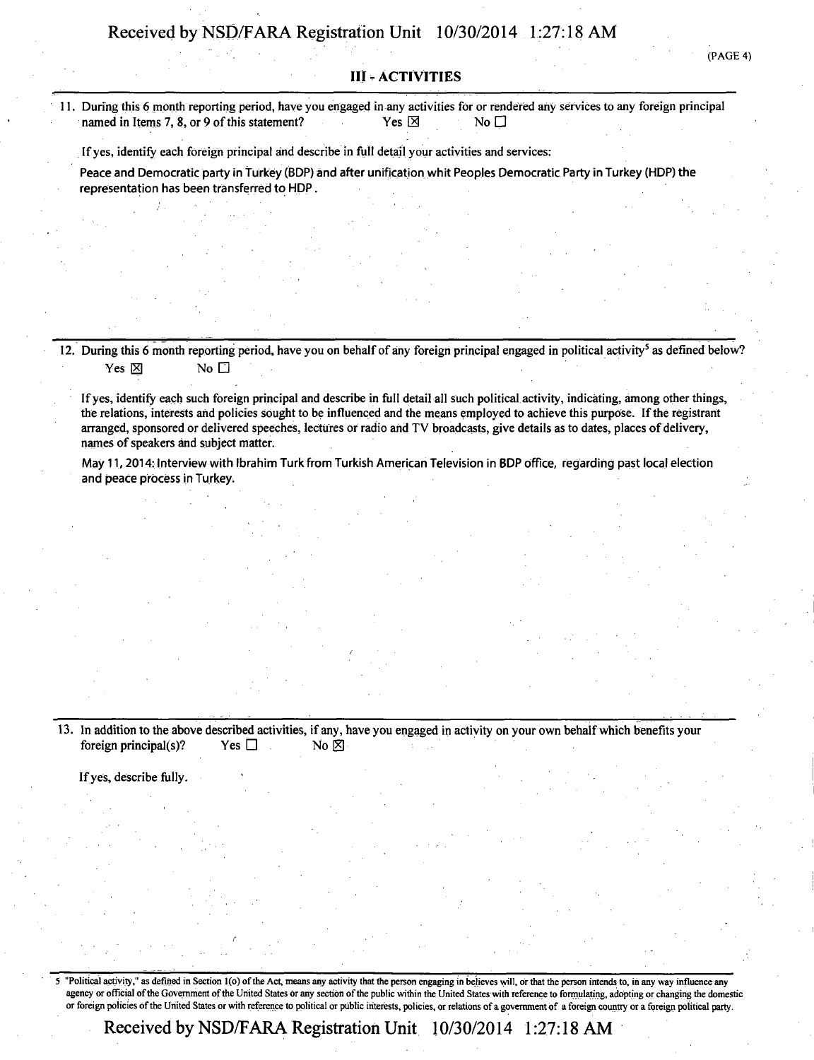## III - ACTIVITIES

11. During this 6 month reporting period, have you engaged in any activities for or rendered any services to any foreign principal named in Items 7, 8, or 9 of this statement? Yes ☒ No ☐

If yes, identify each foreign principal and describe in full detail your activities and services:

Peace and Democratic party in Turkey (BDP) and after unification whit Peoples Democratic Party in Turkey (HDP) the representation has been transferred to HDP.

12. During this 6 month reporting period, have you on behalf of any foreign principal engaged in political activity[5] as defined below? Yes ☒ No ☐

If yes, identify each such foreign principal and describe in full detail all such political activity, indicating, among other things, the relations, interests and policies sought to be influenced and the means employed to achieve this purpose. If the registrant arranged, sponsored or delivered speeches, lectures or radio and TV broadcasts, give details as to dates, places of delivery, names of speakers and subject matter.

May 11, 2014: Interview with Ibrahim Turk from Turkish American Television in BDP office, regarding past local election and peace process in Turkey.

13. In addition to the above described activities, if any, have you engaged in activity on your own behalf which benefits your foreign principal(s)? Yes ☐ No ☒

If yes, describe fully.

[5] "Political activity," as defined in Section 1(o) of the Act, means any activity that the person engaging in believes will, or that the person intends to, in any way influence any agency or official of the Government of the United States or any section of the public within the United States with reference to formulating, adopting or changing the domestic or foreign policies of the United States or with reference to political or public interests, policies, or relations of a government of a foreign country or a foreign political party.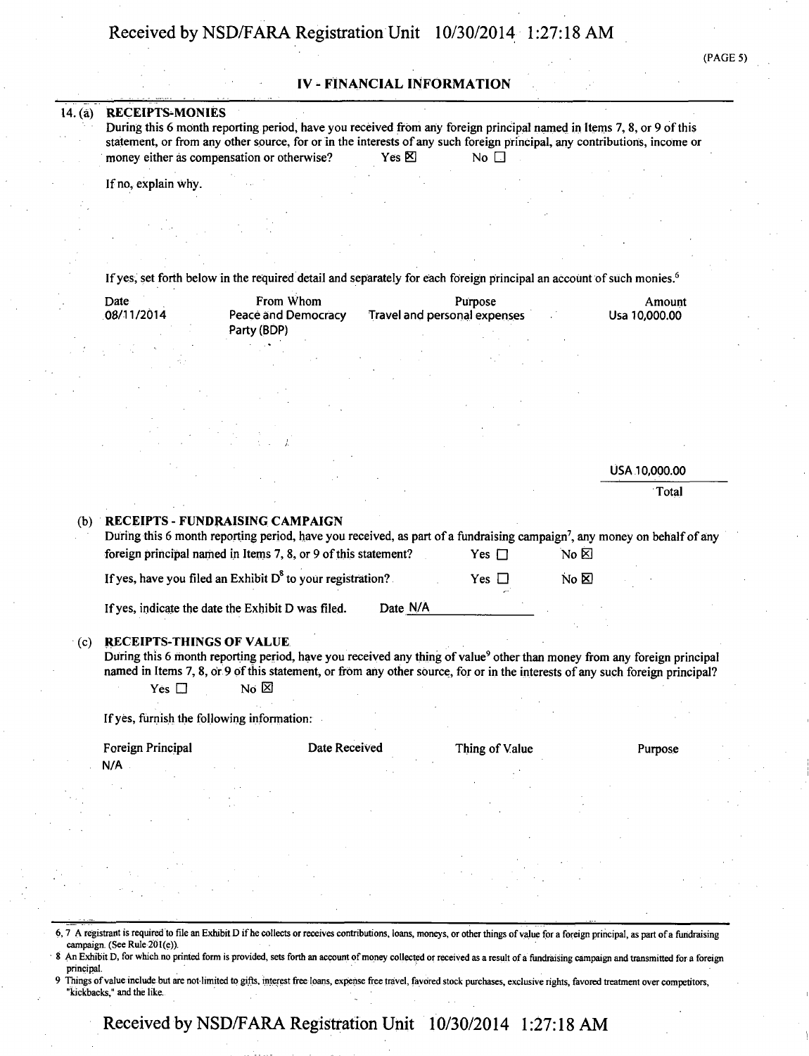## IV - FINANCIAL INFORMATION

14. (a) **RECEIPTS-MONIES**

During this 6 month reporting period, have you received from any foreign principal named in Items 7, 8, or 9 of this statement, or from any other source, for or in the interests of any such foreign principal, any contributions, income or money either as compensation or otherwise? Yes ☒ No ☐

If no, explain why.

If yes, set forth below in the required detail and separately for each foreign principal an account of such monies.[6]

| Date | From Whom | Purpose | Amount |
|---|---|---|---|
| 08/11/2014 | Peace and Democracy Party (BDP) | Travel and personal expenses | Usa 10,000.00 |

USA 10,000.00
Total

(b) **RECEIPTS - FUNDRAISING CAMPAIGN**

During this 6 month reporting period, have you received, as part of a fundraising campaign[7], any money on behalf of any foreign principal named in Items 7, 8, or 9 of this statement? Yes ☐ No ☒

If yes, have you filed an Exhibit D[8] to your registration? Yes ☐ No ☒

If yes, indicate the date the Exhibit D was filed. Date N/A

(c) **RECEIPTS-THINGS OF VALUE**

During this 6 month reporting period, have you received any thing of value[9] other than money from any foreign principal named in Items 7, 8, or 9 of this statement, or from any other source, for or in the interests of any such foreign principal?
Yes ☐ No ☒

If yes, furnish the following information:

| Foreign Principal | Date Received | Thing of Value | Purpose |
|---|---|---|---|
| N/A | | | |

---

6, 7 A registrant is required to file an Exhibit D if he collects or receives contributions, loans, moneys, or other things of value for a foreign principal, as part of a fundraising campaign. (See Rule 201(e)).

8 An Exhibit D, for which no printed form is provided, sets forth an account of money collected or received as a result of a fundraising campaign and transmitted for a foreign principal.

9 Things of value include but are not limited to gifts, interest free loans, expense free travel, favored stock purchases, exclusive rights, favored treatment over competitors, "kickbacks," and the like.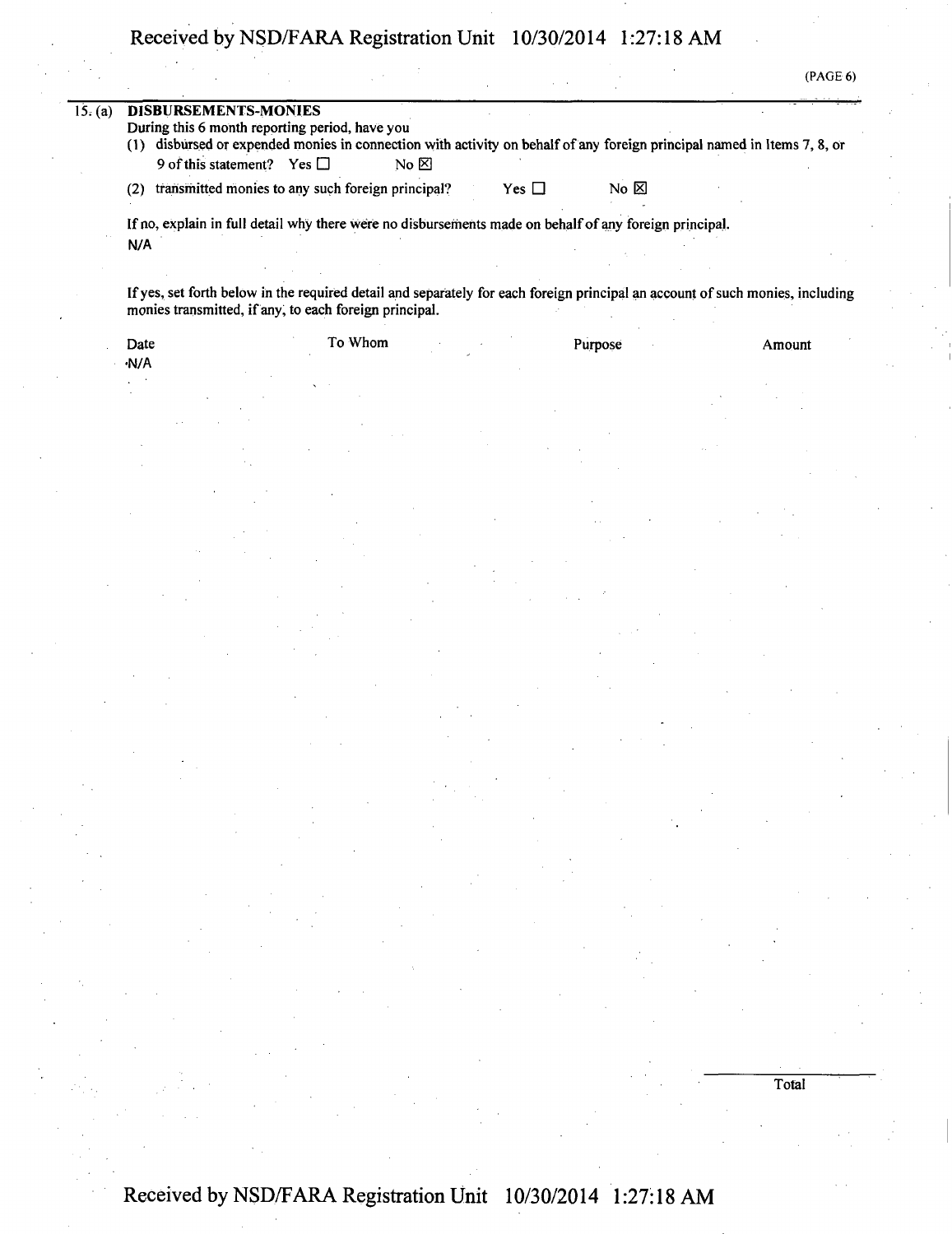15. (a) **DISBURSEMENTS-MONIES**

During this 6 month reporting period, have you

(1) disbursed or expended monies in connection with activity on behalf of any foreign principal named in Items 7, 8, or 9 of this statement? Yes ☐ No ☒

(2) transmitted monies to any such foreign principal? Yes ☐ No ☒

If no, explain in full detail why there were no disbursements made on behalf of any foreign principal.

N/A

If yes, set forth below in the required detail and separately for each foreign principal an account of such monies, including monies transmitted, if any, to each foreign principal.

| Date | To Whom | Purpose | Amount |
|---|---|---|---|
| N/A | | | |

Total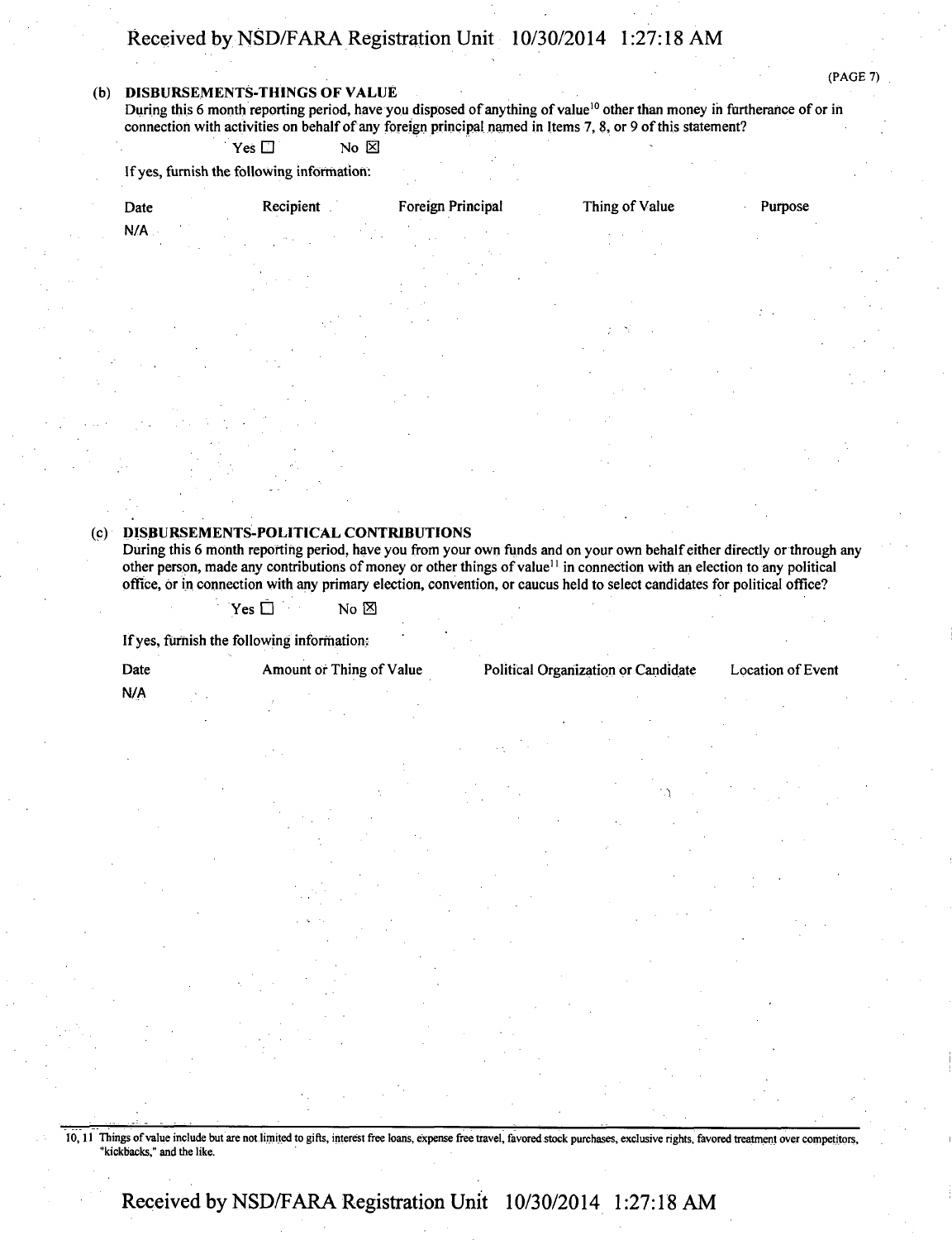**(b) DISBURSEMENTS-THINGS OF VALUE**

During this 6 month reporting period, have you disposed of anything of value[10] other than money in furtherance of or in connection with activities on behalf of any foreign principal named in Items 7, 8, or 9 of this statement?

Yes ☐ No ☒

If yes, furnish the following information:

| Date | Recipient | Foreign Principal | Thing of Value | Purpose |
|---|---|---|---|---|
| N/A | | | | |

**(c) DISBURSEMENTS-POLITICAL CONTRIBUTIONS**

During this 6 month reporting period, have you from your own funds and on your own behalf either directly or through any other person, made any contributions of money or other things of value[11] in connection with an election to any political office, or in connection with any primary election, convention, or caucus held to select candidates for political office?

Yes ☐ No ☒

If yes, furnish the following information:

| Date | Amount or Thing of Value | Political Organization or Candidate | Location of Event |
|---|---|---|---|
| N/A | | | |

---

10, 11 Things of value include but are not limited to gifts, interest free loans, expense free travel, favored stock purchases, exclusive rights, favored treatment over competitors, "kickbacks," and the like.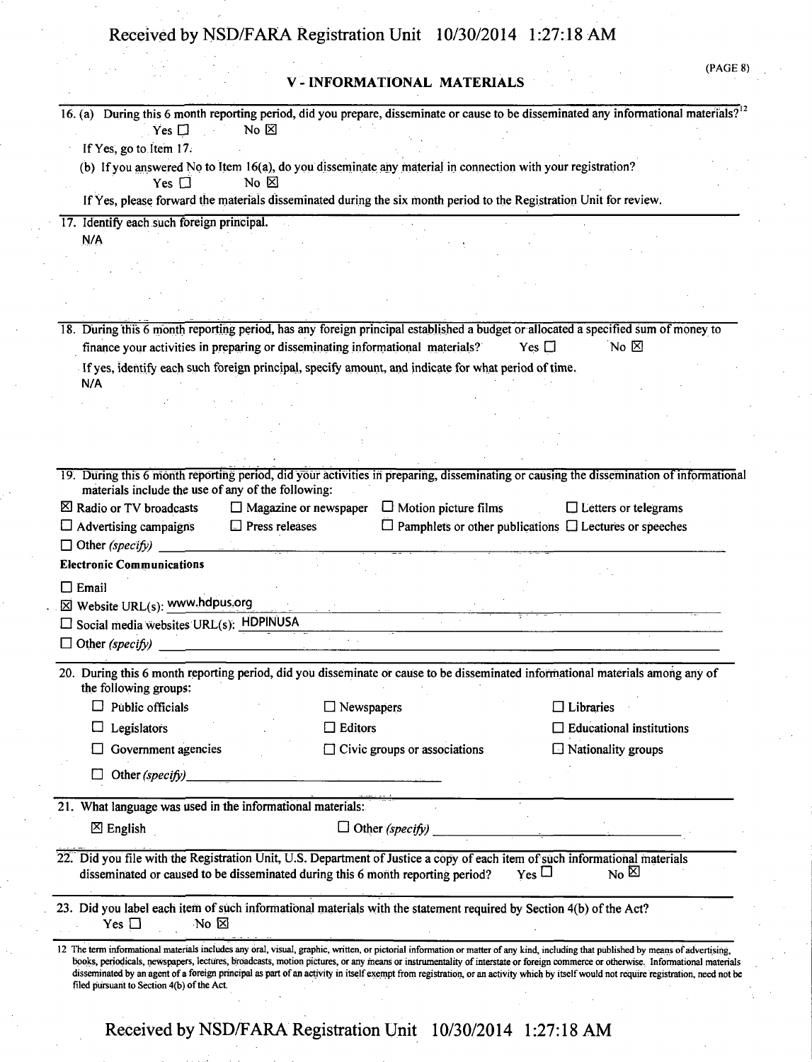## V - INFORMATIONAL MATERIALS

16. (a) During this 6 month reporting period, did you prepare, disseminate or cause to be disseminated any informational materials?[12]

Yes ☐ No ☒

If Yes, go to Item 17.

(b) If you answered No to Item 16(a), do you disseminate any material in connection with your registration?

Yes ☐ No ☒

If Yes, please forward the materials disseminated during the six month period to the Registration Unit for review.

17. Identify each such foreign principal.

N/A

18. During this 6 month reporting period, has any foreign principal established a budget or allocated a specified sum of money to finance your activities in preparing or disseminating informational materials? Yes ☐ No ☒

If yes, identify each such foreign principal, specify amount, and indicate for what period of time.

N/A

19. During this 6 month reporting period, did your activities in preparing, disseminating or causing the dissemination of informational materials include the use of any of the following:

☒ Radio or TV broadcasts ☐ Magazine or newspaper ☐ Motion picture films ☐ Letters or telegrams

☐ Advertising campaigns ☐ Press releases ☐ Pamphlets or other publications ☐ Lectures or speeches

☐ Other *(specify)* \_\_\_\_\_\_\_\_\_\_

**Electronic Communications**

☐ Email

☒ Website URL(s): www.hdpus.org

☐ Social media websites URL(s): HDPINUSA

☐ Other *(specify)* \_\_\_\_\_\_\_\_\_\_

20. During this 6 month reporting period, did you disseminate or cause to be disseminated informational materials among any of the following groups:

☐ Public officials ☐ Newspapers ☐ Libraries

☐ Legislators ☐ Editors ☐ Educational institutions

☐ Government agencies ☐ Civic groups or associations ☐ Nationality groups

☐ Other *(specify)* \_\_\_\_\_\_\_\_\_\_

21. What language was used in the informational materials:

☒ English ☐ Other *(specify)* \_\_\_\_\_\_\_\_\_\_

22. Did you file with the Registration Unit, U.S. Department of Justice a copy of each item of such informational materials disseminated or caused to be disseminated during this 6 month reporting period? Yes ☐ No ☒

23. Did you label each item of such informational materials with the statement required by Section 4(b) of the Act?

Yes ☐ No ☒

[12] The term informational materials includes any oral, visual, graphic, written, or pictorial information or matter of any kind, including that published by means of advertising, books, periodicals, newspapers, lectures, broadcasts, motion pictures, or any means or instrumentality of interstate or foreign commerce or otherwise. Informational materials disseminated by an agent of a foreign principal as part of an activity in itself exempt from registration, or an activity which by itself would not require registration, need not be filed pursuant to Section 4(b) of the Act.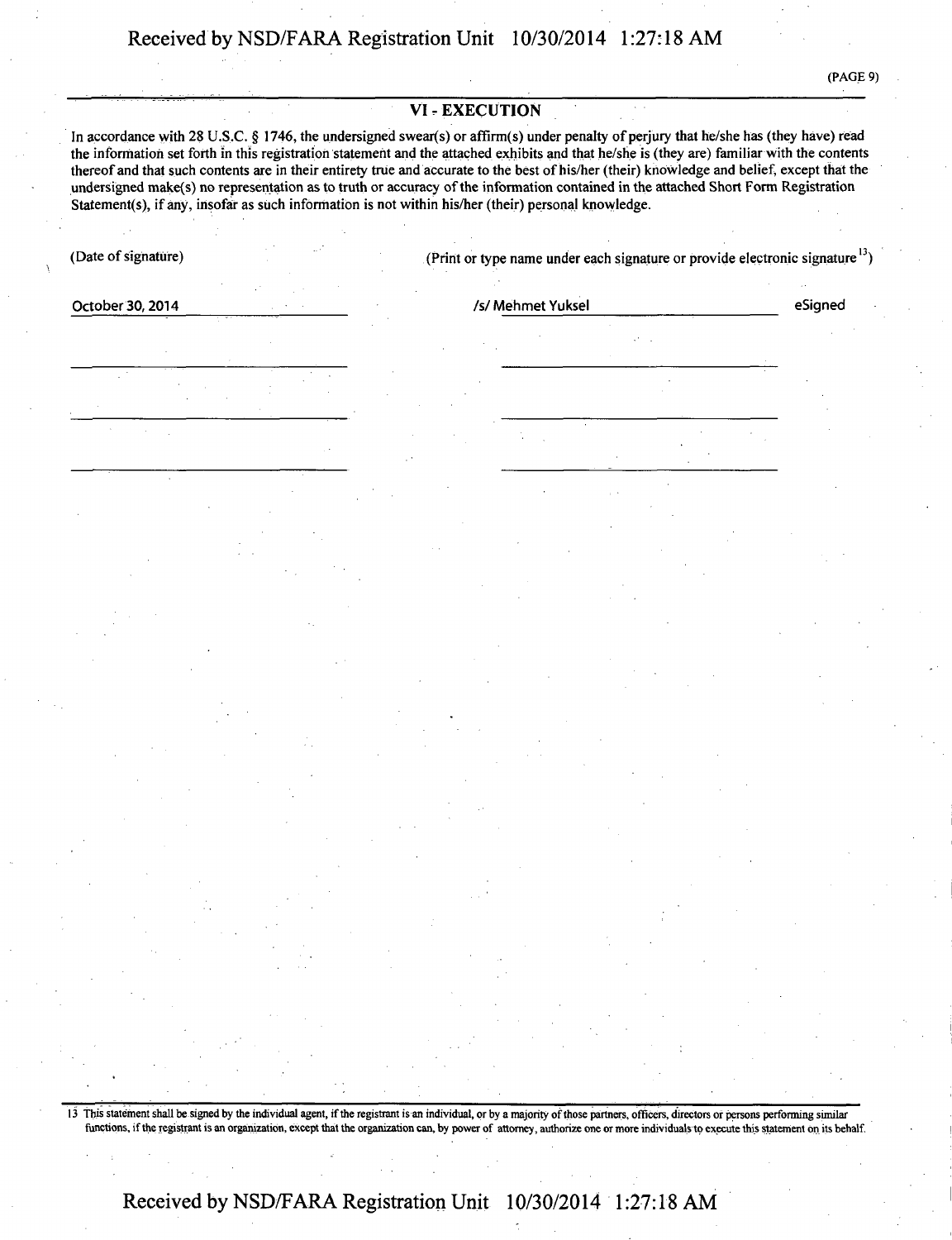## VI - EXECUTION

In accordance with 28 U.S.C. § 1746, the undersigned swear(s) or affirm(s) under penalty of perjury that he/she has (they have) read the information set forth in this registration statement and the attached exhibits and that he/she is (they are) familiar with the contents thereof and that such contents are in their entirety true and accurate to the best of his/her (their) knowledge and belief, except that the undersigned make(s) no representation as to truth or accuracy of the information contained in the attached Short Form Registration Statement(s), if any, insofar as such information is not within his/her (their) personal knowledge.

| (Date of signature) | (Print or type name under each signature or provide electronic signature[13]) | |
|---|---|---|
| October 30, 2014 | /s/ Mehmet Yuksel | eSigned |
| | | |
| | | |
| | | |

[13] This statement shall be signed by the individual agent, if the registrant is an individual, or by a majority of those partners, officers, directors or persons performing similar functions, if the registrant is an organization, except that the organization can, by power of attorney, authorize one or more individuals to execute this statement on its behalf.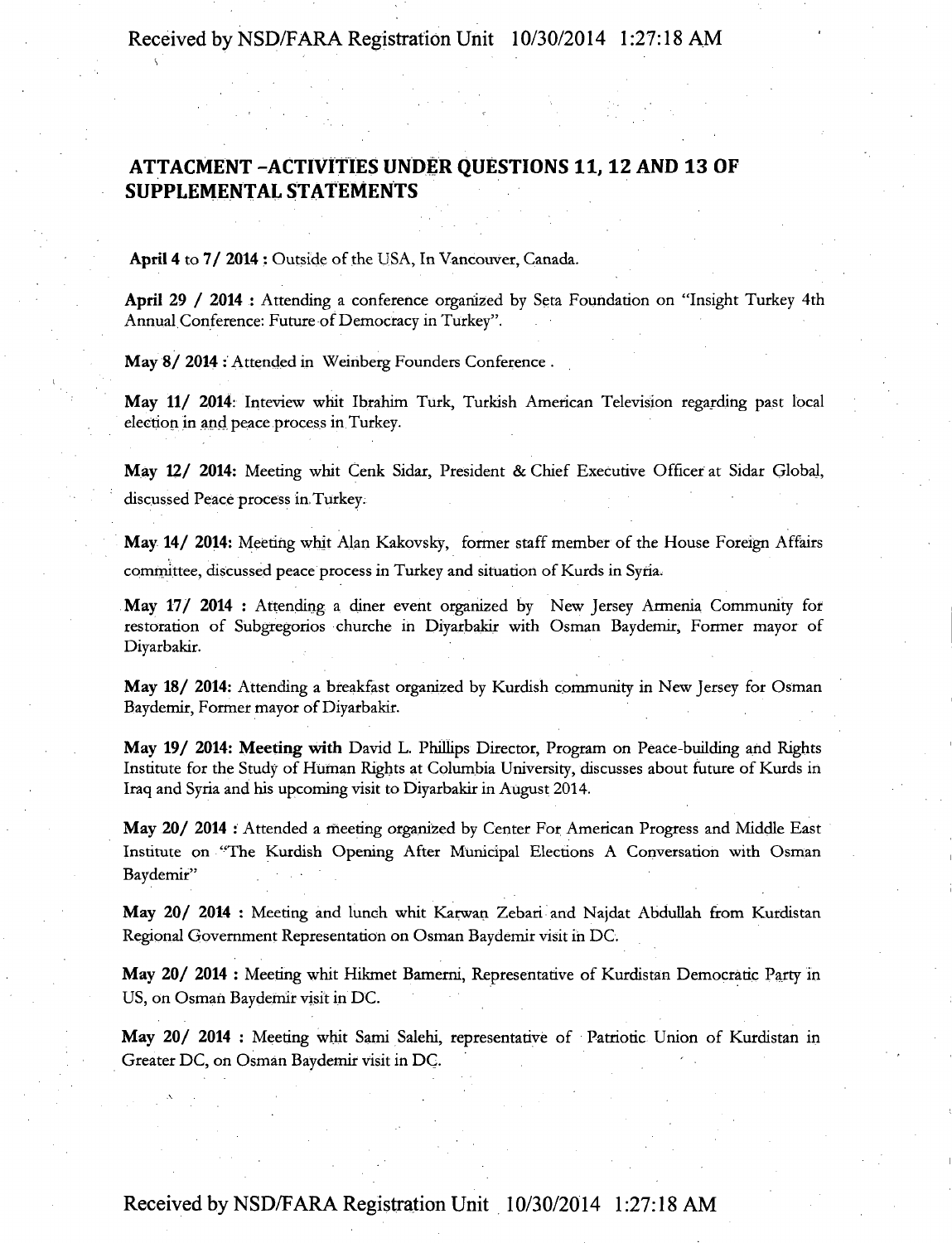## ATTACMENT –ACTIVITIES UNDER QUESTIONS 11, 12 AND 13 OF SUPPLEMENTAL STATEMENTS

**April 4** to **7/ 2014 :** Outside of the USA, In Vancouver, Canada.

**April 29 / 2014 :** Attending a conference organized by Seta Foundation on "Insight Turkey 4th Annual Conference: Future of Democracy in Turkey".

**May 8/ 2014 :** Attended in Weinberg Founders Conference .

**May 11/ 2014:** Inteview whit Ibrahim Turk, Turkish American Television regarding past local election in and peace process in Turkey.

**May 12/ 2014:** Meeting whit Cenk Sidar, President & Chief Executive Officer at Sidar Global, discussed Peace process in Turkey.

**May 14/ 2014:** Meeting whit Alan Kakovsky, former staff member of the House Foreign Affairs committee, discussed peace process in Turkey and situation of Kurds in Syria.

**May 17/ 2014 :** Attending a diner event organized by New Jersey Armenia Community for restoration of Subgregorios churche in Diyarbakir with Osman Baydemir, Former mayor of Diyarbakir.

**May 18/ 2014:** Attending a breakfast organized by Kurdish community in New Jersey for Osman Baydemir, Former mayor of Diyarbakir.

**May 19/ 2014: Meeting with** David L. Phillips Director, Program on Peace-building and Rights Institute for the Study of Human Rights at Columbia University, discusses about future of Kurds in Iraq and Syria and his upcoming visit to Diyarbakir in August 2014.

**May 20/ 2014 :** Attended a meeting organized by Center For American Progress and Middle East Institute on "The Kurdish Opening After Municipal Elections A Conversation with Osman Baydemir"

**May 20/ 2014 :** Meeting and lunch whit Karwan Zebari and Najdat Abdullah from Kurdistan Regional Government Representation on Osman Baydemir visit in DC.

**May 20/ 2014 :** Meeting whit Hikmet Bamerni, Representative of Kurdistan Democratic Party in US, on Osman Baydemir visit in DC.

**May 20/ 2014 :** Meeting whit Sami Salehi, representative of Patriotic Union of Kurdistan in Greater DC, on Osman Baydemir visit in DC.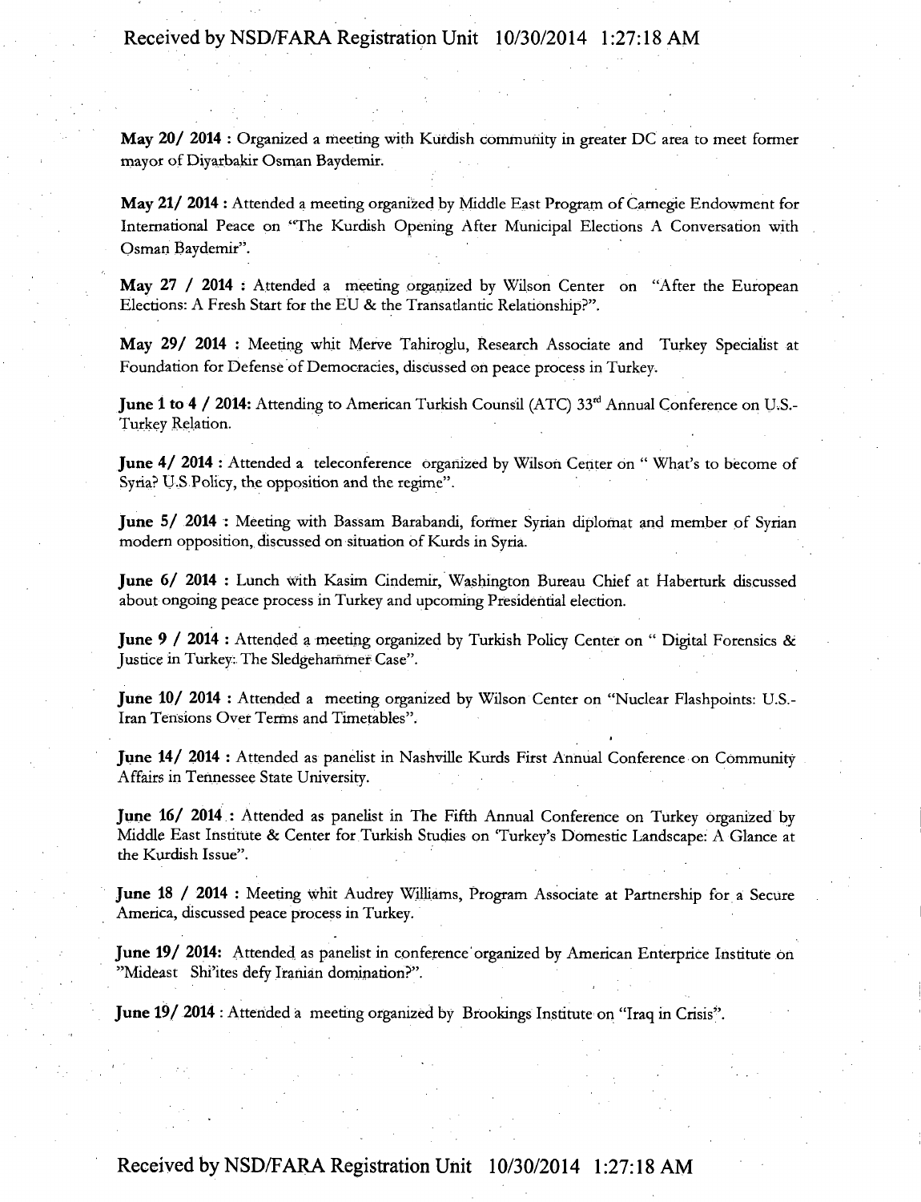**May 20/ 2014 :** Organized a meeting with Kurdish community in greater DC area to meet former mayor of Diyarbakir Osman Baydemir.

**May 21/ 2014 :** Attended a meeting organized by Middle East Program of Carnegie Endowment for International Peace on "The Kurdish Opening After Municipal Elections A Conversation with Osman Baydemir".

**May 27 / 2014 :** Attended a meeting organized by Wilson Center on "After the European Elections: A Fresh Start for the EU & the Transatlantic Relationship?".

**May 29/ 2014 :** Meeting whit Merve Tahiroglu, Research Associate and Turkey Specialist at Foundation for Defense of Democracies, discussed on peace process in Turkey.

**June 1 to 4 / 2014:** Attending to American Turkish Counsil (ATC) 33rd Annual Conference on U.S.-Turkey Relation.

**June 4/ 2014 :** Attended a teleconference organized by Wilson Center on " What's to become of Syria? U.S Policy, the opposition and the regime".

**June 5/ 2014 :** Meeting with Bassam Barabandi, former Syrian diplomat and member of Syrian modern opposition, discussed on situation of Kurds in Syria.

**June 6/ 2014 :** Lunch with Kasim Cindemir, Washington Bureau Chief at Haberturk discussed about ongoing peace process in Turkey and upcoming Presidential election.

**June 9 / 2014 :** Attended a meeting organized by Turkish Policy Center on " Digital Forensics & Justice in Turkey: The Sledgehammer Case".

**June 10/ 2014 :** Attended a meeting organized by Wilson Center on "Nuclear Flashpoints: U.S.-Iran Tensions Over Terms and Timetables".

**June 14/ 2014 :** Attended as panelist in Nashville Kurds First Annual Conference on Community Affairs in Tennessee State University.

**June 16/ 2014 :** Attended as panelist in The Fifth Annual Conference on Turkey organized by Middle East Institute & Center for Turkish Studies on 'Turkey's Domestic Landscape: A Glance at the Kurdish Issue".

**June 18 / 2014 :** Meeting whit Audrey Williams, Program Associate at Partnership for a Secure America, discussed peace process in Turkey.

**June 19/ 2014:** Attended as panelist in conference organized by American Enterprice Institute on "Mideast Shi'ites defy Iranian domination?".

**June 19/ 2014 :** Attended a meeting organized by Brookings Institute on "Iraq in Crisis".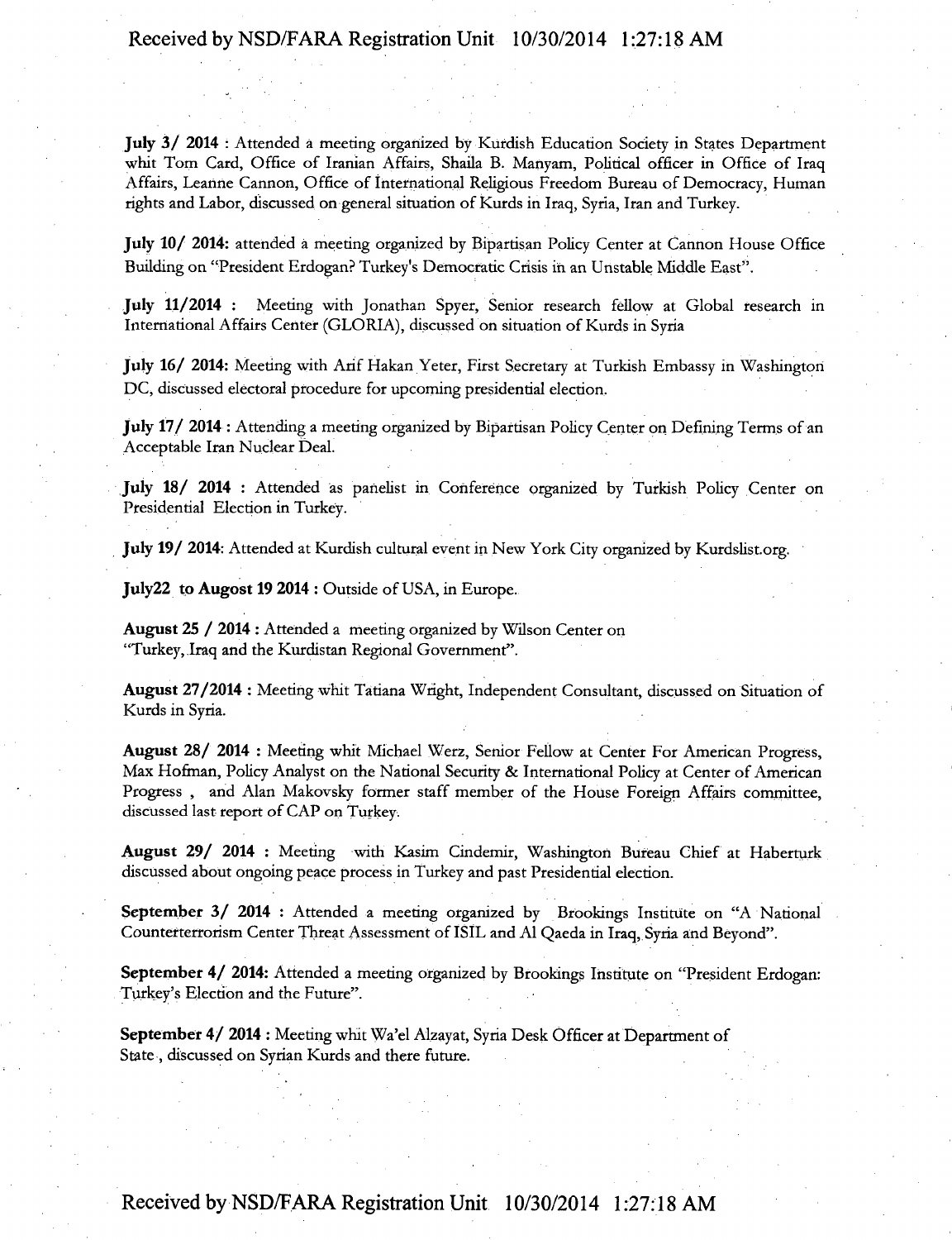**July 3/ 2014** : Attended a meeting organized by Kurdish Education Society in States Department whit Tom Card, Office of Iranian Affairs, Shaila B. Manyam, Political officer in Office of Iraq Affairs, Leanne Cannon, Office of International Religious Freedom Bureau of Democracy, Human rights and Labor, discussed on general situation of Kurds in Iraq, Syria, Iran and Turkey.

**July 10/ 2014:** attended a meeting organized by Bipartisan Policy Center at Cannon House Office Building on "President Erdogan? Turkey's Democratic Crisis in an Unstable Middle East".

**July 11/2014** : Meeting with Jonathan Spyer, Senior research fellow at Global research in International Affairs Center (GLORIA), discussed on situation of Kurds in Syria

**July 16/ 2014:** Meeting with Arif Hakan Yeter, First Secretary at Turkish Embassy in Washington DC, discussed electoral procedure for upcoming presidential election.

**July 17/ 2014** : Attending a meeting organized by Bipartisan Policy Center on Defining Terms of an Acceptable Iran Nuclear Deal.

**July 18/ 2014** : Attended as panelist in Conference organized by Turkish Policy Center on Presidential Election in Turkey.

**July 19/ 2014**: Attended at Kurdish cultural event in New York City organized by Kurdslist.org.

**July22 to Augost 19 2014** : Outside of USA, in Europe.

**August 25 / 2014** : Attended a meeting organized by Wilson Center on "Turkey, Iraq and the Kurdistan Regional Government".

**August 27/2014** : Meeting whit Tatiana Wright, Independent Consultant, discussed on Situation of Kurds in Syria.

**August 28/ 2014** : Meeting whit Michael Werz, Senior Fellow at Center For American Progress, Max Hofman, Policy Analyst on the National Security & International Policy at Center of American Progress , and Alan Makovsky former staff member of the House Foreign Affairs committee, discussed last report of CAP on Turkey.

**August 29/ 2014** : Meeting with Kasim Cindemir, Washington Bureau Chief at Haberturk discussed about ongoing peace process in Turkey and past Presidential election.

**September 3/ 2014** : Attended a meeting organized by Brookings Institute on "A National Counterterrorism Center Threat Assessment of ISIL and Al Qaeda in Iraq, Syria and Beyond".

**September 4/ 2014:** Attended a meeting organized by Brookings Institute on "President Erdogan: Turkey's Election and the Future".

**September 4/ 2014** : Meeting whit Wa'el Alzayat, Syria Desk Officer at Department of State , discussed on Syrian Kurds and there future.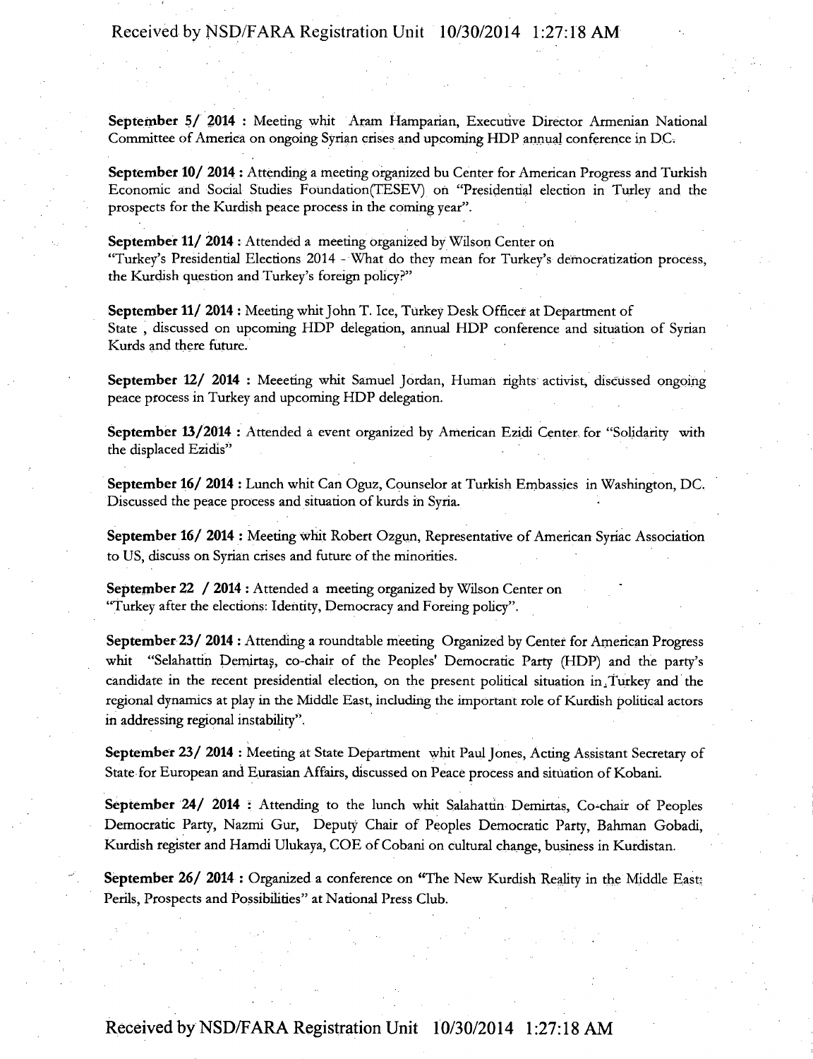**September 5/ 2014 :** Meeting whit Aram Hamparian, Executive Director Armenian National Committee of America on ongoing Syrian crises and upcoming HDP annual conference in DC.

**September 10/ 2014 :** Attending a meeting organized bu Center for American Progress and Turkish Economic and Social Studies Foundation(TESEV) on "Presidential election in Turley and the prospects for the Kurdish peace process in the coming year".

**September 11/ 2014 :** Attended a meeting organized by Wilson Center on "Turkey's Presidential Elections 2014 - What do they mean for Turkey's democratization process, the Kurdish question and Turkey's foreign policy?"

**September 11/ 2014 :** Meeting whit John T. Ice, Turkey Desk Officer at Department of State , discussed on upcoming HDP delegation, annual HDP conference and situation of Syrian Kurds and there future.

**September 12/ 2014 :** Meeeting whit Samuel Jordan, Human rights activist, discussed ongoing peace process in Turkey and upcoming HDP delegation.

**September 13/2014 :** Attended a event organized by American Ezidi Center for "Solidarity with the displaced Ezidis"

**September 16/ 2014 :** Lunch whit Can Oguz, Counselor at Turkish Embassies in Washington, DC. Discussed the peace process and situation of kurds in Syria.

**September 16/ 2014 :** Meeting whit Robert Ozgun, Representative of American Syriac Association to US, discuss on Syrian crises and future of the minorities.

**September 22 / 2014 :** Attended a meeting organized by Wilson Center on "Turkey after the elections: Identity, Democracy and Foreing policy".

**September 23/ 2014 :** Attending a roundtable meeting Organized by Center for American Progress whit "Selahattin Demirtaş, co-chair of the Peoples' Democratic Party (HDP) and the party's candidate in the recent presidential election, on the present political situation in Turkey and the regional dynamics at play in the Middle East, including the important role of Kurdish political actors in addressing regional instability".

**September 23/ 2014 :** Meeting at State Department whit Paul Jones, Acting Assistant Secretary of State for European and Eurasian Affairs, discussed on Peace process and situation of Kobani.

**September 24/ 2014 :** Attending to the lunch whit Salahattin Demirtas, Co-chair of Peoples Democratic Party, Nazmi Gur, Deputy Chair of Peoples Democratic Party, Bahman Gobadi, Kurdish register and Hamdi Ulukaya, COE of Cobani on cultural change, business in Kurdistan.

**September 26/ 2014 :** Organized a conference on "The New Kurdish Reality in the Middle East: Perils, Prospects and Possibilities" at National Press Club.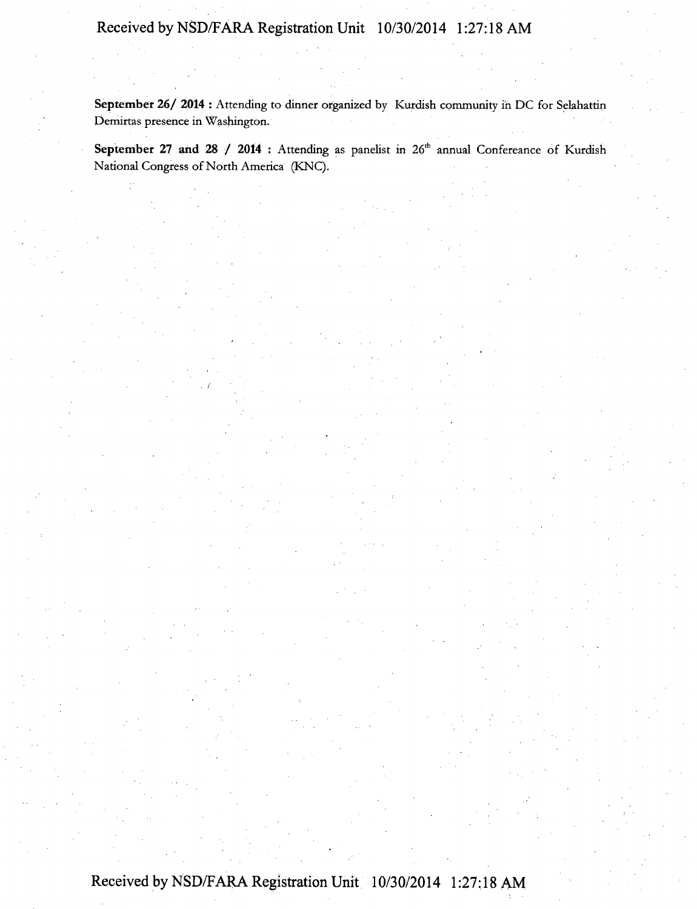**September 26/ 2014 :** Attending to dinner organized by Kurdish community in DC for Selahattin Demirtas presence in Washington.

**September 27 and 28 / 2014 :** Attending as panelist in 26th annual Confereance of Kurdish National Congress of North America (KNC).